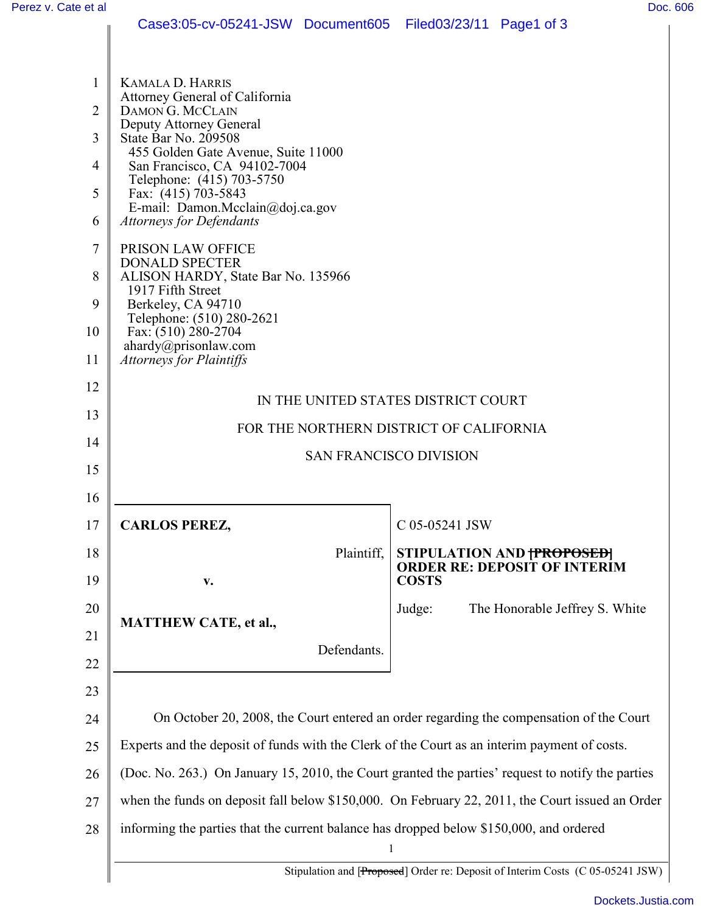KAMALA D. HARRIS
Attorney General of California
DAMON G. MCCLAIN
Deputy Attorney General
State Bar No. 209508
455 Golden Gate Avenue, Suite 11000
San Francisco, CA 94102-7004
Telephone: (415) 703-5750
Fax: (415) 703-5843
E-mail: Damon.Mcclain@doj.ca.gov
*Attorneys for Defendants*

PRISON LAW OFFICE
DONALD SPECTER
ALISON HARDY, State Bar No. 135966
1917 Fifth Street
Berkeley, CA 94710
Telephone: (510) 280-2621
Fax: (510) 280-2704
ahardy@prisonlaw.com
*Attorneys for Plaintiffs*

IN THE UNITED STATES DISTRICT COURT

FOR THE NORTHERN DISTRICT OF CALIFORNIA

SAN FRANCISCO DIVISION

| | |
|---|---|
| **CARLOS PEREZ,**<br>Plaintiff,<br>**v.**<br>**MATTHEW CATE, et al.,**<br>Defendants. | C 05-05241 JSW<br>**STIPULATION AND ~~[PROPOSED]~~ ORDER RE: DEPOSIT OF INTERIM COSTS**<br>Judge: The Honorable Jeffrey S. White |

On October 20, 2008, the Court entered an order regarding the compensation of the Court Experts and the deposit of funds with the Clerk of the Court as an interim payment of costs. (Doc. No. 263.) On January 15, 2010, the Court granted the parties' request to notify the parties when the funds on deposit fall below $150,000. On February 22, 2011, the Court issued an Order informing the parties that the current balance has dropped below $150,000, and ordered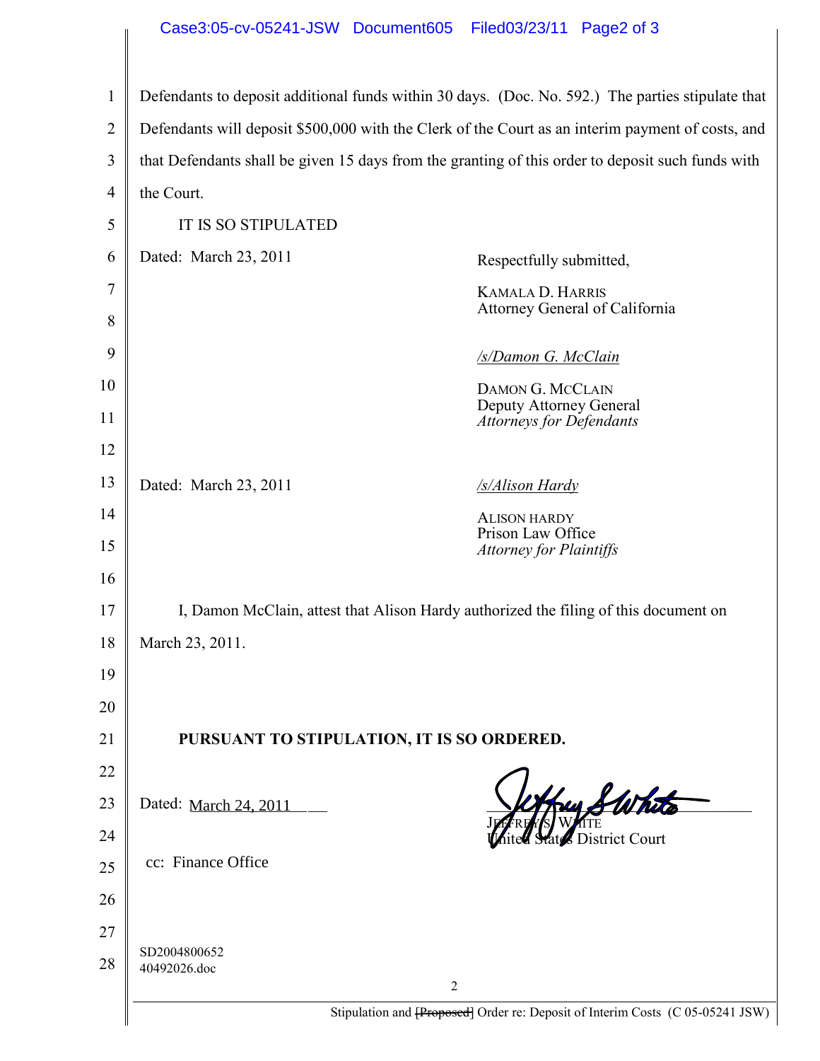Defendants to deposit additional funds within 30 days. (Doc. No. 592.) The parties stipulate that Defendants will deposit $500,000 with the Clerk of the Court as an interim payment of costs, and that Defendants shall be given 15 days from the granting of this order to deposit such funds with the Court.

IT IS SO STIPULATED

Dated: March 23, 2011

Respectfully submitted,

KAMALA D. HARRIS
Attorney General of California

*/s/Damon G. McClain*

DAMON G. MCCLAIN
Deputy Attorney General
*Attorneys for Defendants*

Dated: March 23, 2011

*/s/Alison Hardy*

ALISON HARDY
Prison Law Office
*Attorney for Plaintiffs*

I, Damon McClain, attest that Alison Hardy authorized the filing of this document on March 23, 2011.

**PURSUANT TO STIPULATION, IT IS SO ORDERED.**

Dated: March 24, 2011

JEFFREY S. WHITE
United States District Court

cc: Finance Office

SD2004800652
40492026.doc

Stipulation and ~~[Proposed]~~ Order re: Deposit of Interim Costs (C 05-05241 JSW)